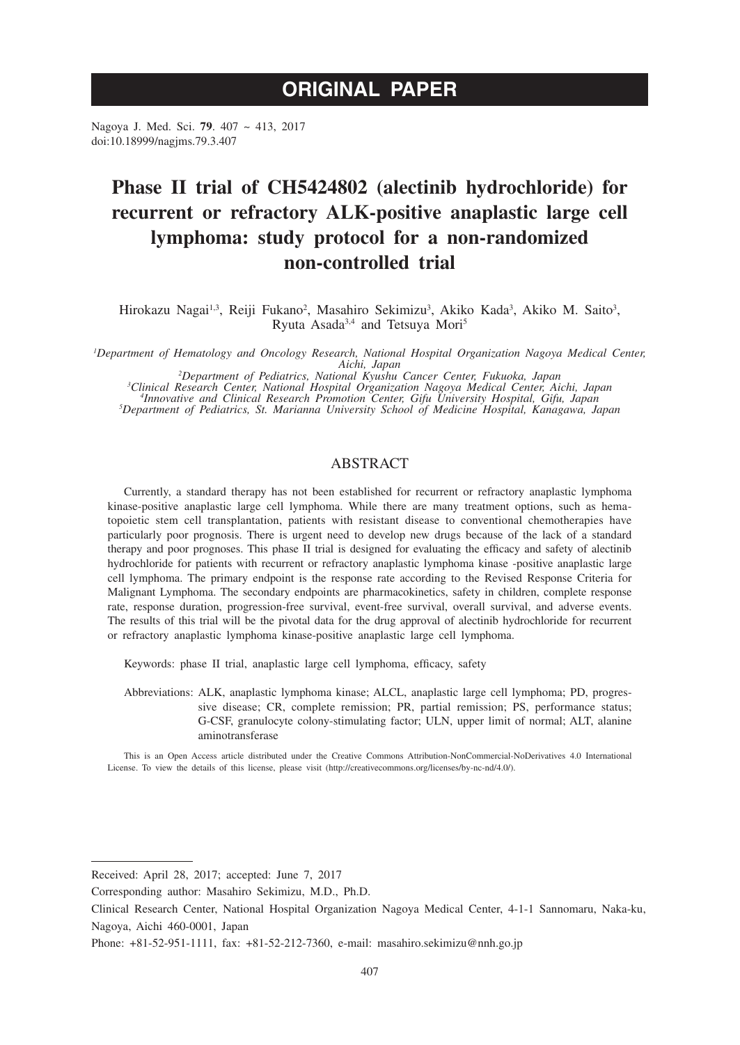ORIGINAL PAPER

Nagoya J. Med. Sci. **79**. 407 ~ 413, 2017
doi:10.18999/nagjms.79.3.407

# Phase II trial of CH5424802 (alectinib hydrochloride) for recurrent or refractory ALK-positive anaplastic large cell lymphoma: study protocol for a non-randomized non-controlled trial

Hirokazu Nagai[1,3], Reiji Fukano[2], Masahiro Sekimizu[3], Akiko Kada[3], Akiko M. Saito[3], Ryuta Asada[3,4] and Tetsuya Mori[5]

[1]*Department of Hematology and Oncology Research, National Hospital Organization Nagoya Medical Center, Aichi, Japan*
[2]*Department of Pediatrics, National Kyushu Cancer Center, Fukuoka, Japan*
[3]*Clinical Research Center, National Hospital Organization Nagoya Medical Center, Aichi, Japan*
[4]*Innovative and Clinical Research Promotion Center, Gifu University Hospital, Gifu, Japan*
[5]*Department of Pediatrics, St. Marianna University School of Medicine Hospital, Kanagawa, Japan*

## ABSTRACT

Currently, a standard therapy has not been established for recurrent or refractory anaplastic lymphoma kinase-positive anaplastic large cell lymphoma. While there are many treatment options, such as hematopoietic stem cell transplantation, patients with resistant disease to conventional chemotherapies have particularly poor prognosis. There is urgent need to develop new drugs because of the lack of a standard therapy and poor prognoses. This phase II trial is designed for evaluating the efficacy and safety of alectinib hydrochloride for patients with recurrent or refractory anaplastic lymphoma kinase -positive anaplastic large cell lymphoma. The primary endpoint is the response rate according to the Revised Response Criteria for Malignant Lymphoma. The secondary endpoints are pharmacokinetics, safety in children, complete response rate, response duration, progression-free survival, event-free survival, overall survival, and adverse events. The results of this trial will be the pivotal data for the drug approval of alectinib hydrochloride for recurrent or refractory anaplastic lymphoma kinase-positive anaplastic large cell lymphoma.

Keywords: phase II trial, anaplastic large cell lymphoma, efficacy, safety

Abbreviations: ALK, anaplastic lymphoma kinase; ALCL, anaplastic large cell lymphoma; PD, progressive disease; CR, complete remission; PR, partial remission; PS, performance status; G-CSF, granulocyte colony-stimulating factor; ULN, upper limit of normal; ALT, alanine aminotransferase

This is an Open Access article distributed under the Creative Commons Attribution-NonCommercial-NoDerivatives 4.0 International License. To view the details of this license, please visit (http://creativecommons.org/licenses/by-nc-nd/4.0/).

---

Received: April 28, 2017; accepted: June 7, 2017

Corresponding author: Masahiro Sekimizu, M.D., Ph.D.

Clinical Research Center, National Hospital Organization Nagoya Medical Center, 4-1-1 Sannomaru, Naka-ku, Nagoya, Aichi 460-0001, Japan

Phone: +81-52-951-1111, fax: +81-52-212-7360, e-mail: masahiro.sekimizu@nnh.go.jp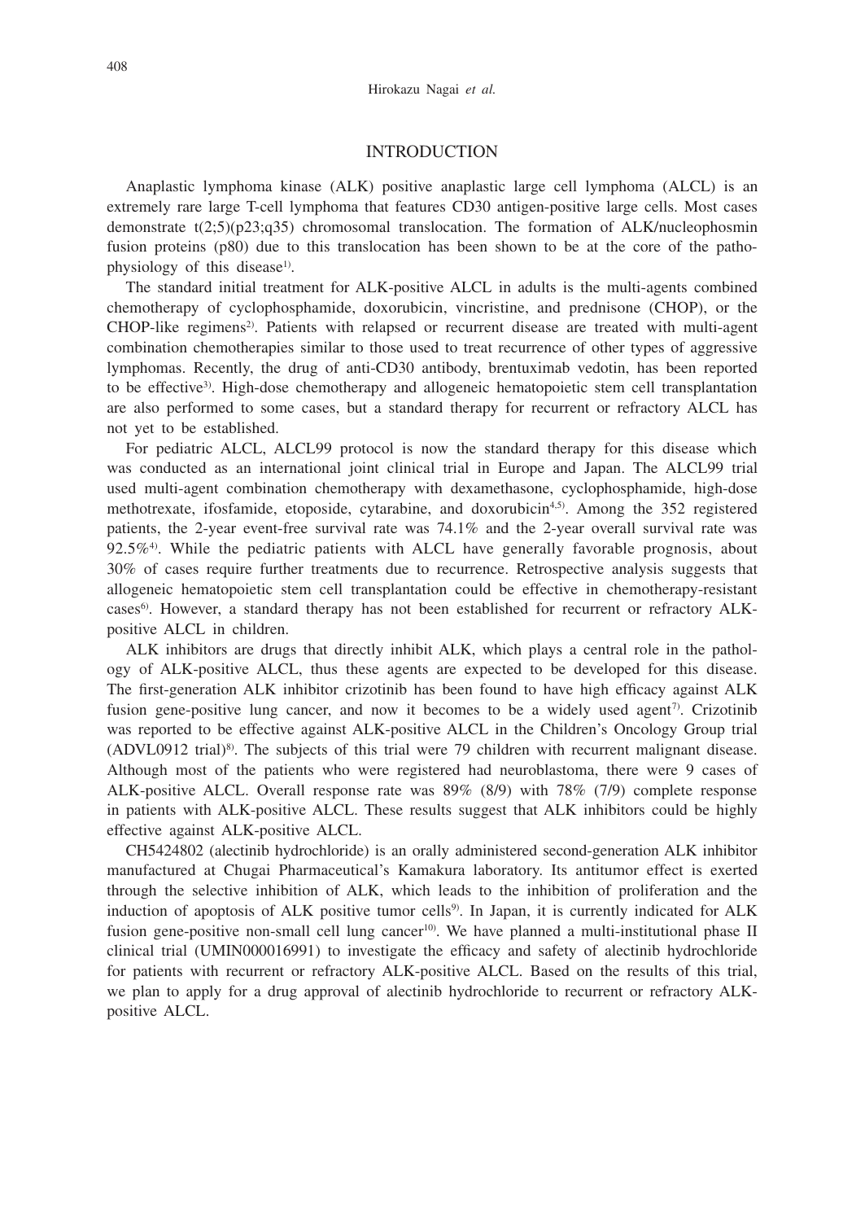## INTRODUCTION

Anaplastic lymphoma kinase (ALK) positive anaplastic large cell lymphoma (ALCL) is an extremely rare large T-cell lymphoma that features CD30 antigen-positive large cells. Most cases demonstrate t(2;5)(p23;q35) chromosomal translocation. The formation of ALK/nucleophosmin fusion proteins (p80) due to this translocation has been shown to be at the core of the pathophysiology of this disease[1)].

The standard initial treatment for ALK-positive ALCL in adults is the multi-agents combined chemotherapy of cyclophosphamide, doxorubicin, vincristine, and prednisone (CHOP), or the CHOP-like regimens[2)]. Patients with relapsed or recurrent disease are treated with multi-agent combination chemotherapies similar to those used to treat recurrence of other types of aggressive lymphomas. Recently, the drug of anti-CD30 antibody, brentuximab vedotin, has been reported to be effective[3)]. High-dose chemotherapy and allogeneic hematopoietic stem cell transplantation are also performed to some cases, but a standard therapy for recurrent or refractory ALCL has not yet to be established.

For pediatric ALCL, ALCL99 protocol is now the standard therapy for this disease which was conducted as an international joint clinical trial in Europe and Japan. The ALCL99 trial used multi-agent combination chemotherapy with dexamethasone, cyclophosphamide, high-dose methotrexate, ifosfamide, etoposide, cytarabine, and doxorubicin[4,5)]. Among the 352 registered patients, the 2-year event-free survival rate was 74.1% and the 2-year overall survival rate was 92.5%[4)]. While the pediatric patients with ALCL have generally favorable prognosis, about 30% of cases require further treatments due to recurrence. Retrospective analysis suggests that allogeneic hematopoietic stem cell transplantation could be effective in chemotherapy-resistant cases[6)]. However, a standard therapy has not been established for recurrent or refractory ALK-positive ALCL in children.

ALK inhibitors are drugs that directly inhibit ALK, which plays a central role in the pathology of ALK-positive ALCL, thus these agents are expected to be developed for this disease. The first-generation ALK inhibitor crizotinib has been found to have high efficacy against ALK fusion gene-positive lung cancer, and now it becomes to be a widely used agent[7)]. Crizotinib was reported to be effective against ALK-positive ALCL in the Children's Oncology Group trial (ADVL0912 trial)[8)]. The subjects of this trial were 79 children with recurrent malignant disease. Although most of the patients who were registered had neuroblastoma, there were 9 cases of ALK-positive ALCL. Overall response rate was 89% (8/9) with 78% (7/9) complete response in patients with ALK-positive ALCL. These results suggest that ALK inhibitors could be highly effective against ALK-positive ALCL.

CH5424802 (alectinib hydrochloride) is an orally administered second-generation ALK inhibitor manufactured at Chugai Pharmaceutical's Kamakura laboratory. Its antitumor effect is exerted through the selective inhibition of ALK, which leads to the inhibition of proliferation and the induction of apoptosis of ALK positive tumor cells[9)]. In Japan, it is currently indicated for ALK fusion gene-positive non-small cell lung cancer[10)]. We have planned a multi-institutional phase II clinical trial (UMIN000016991) to investigate the efficacy and safety of alectinib hydrochloride for patients with recurrent or refractory ALK-positive ALCL. Based on the results of this trial, we plan to apply for a drug approval of alectinib hydrochloride to recurrent or refractory ALK-positive ALCL.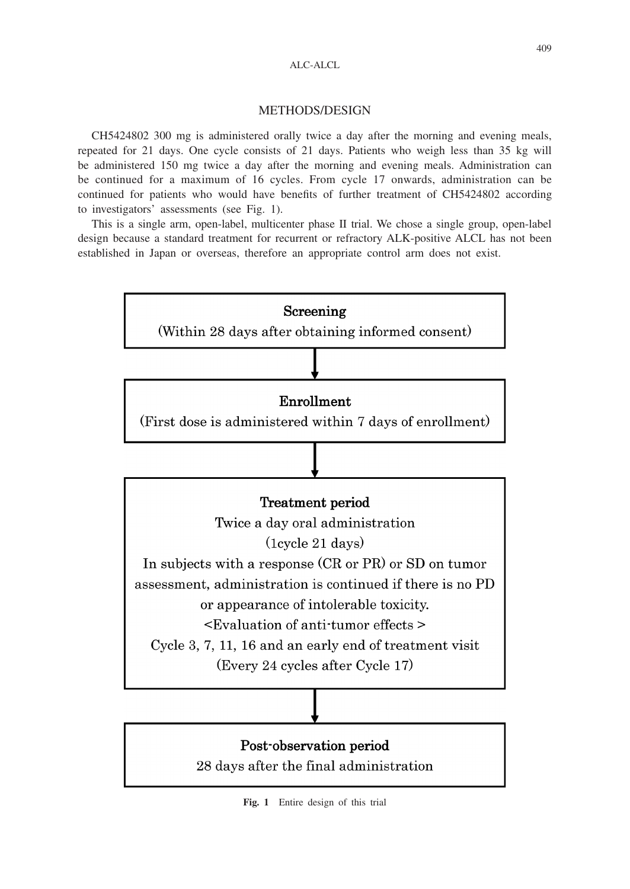## METHODS/DESIGN

CH5424802 300 mg is administered orally twice a day after the morning and evening meals, repeated for 21 days. One cycle consists of 21 days. Patients who weigh less than 35 kg will be administered 150 mg twice a day after the morning and evening meals. Administration can be continued for a maximum of 16 cycles. From cycle 17 onwards, administration can be continued for patients who would have benefits of further treatment of CH5424802 according to investigators' assessments (see Fig. 1).

This is a single arm, open-label, multicenter phase II trial. We chose a single group, open-label design because a standard treatment for recurrent or refractory ALK-positive ALCL has not been established in Japan or overseas, therefore an appropriate control arm does not exist.

**Screening**
(Within 28 days after obtaining informed consent)

↓

**Enrollment**
(First dose is administered within 7 days of enrollment)

↓

**Treatment period**
Twice a day oral administration
(1cycle 21 days)
In subjects with a response (CR or PR) or SD on tumor assessment, administration is continued if there is no PD or appearance of intolerable toxicity.
<Evaluation of anti-tumor effects >
Cycle 3, 7, 11, 16 and an early end of treatment visit
(Every 24 cycles after Cycle 17)

↓

**Post-observation period**
28 days after the final administration

**Fig. 1** Entire design of this trial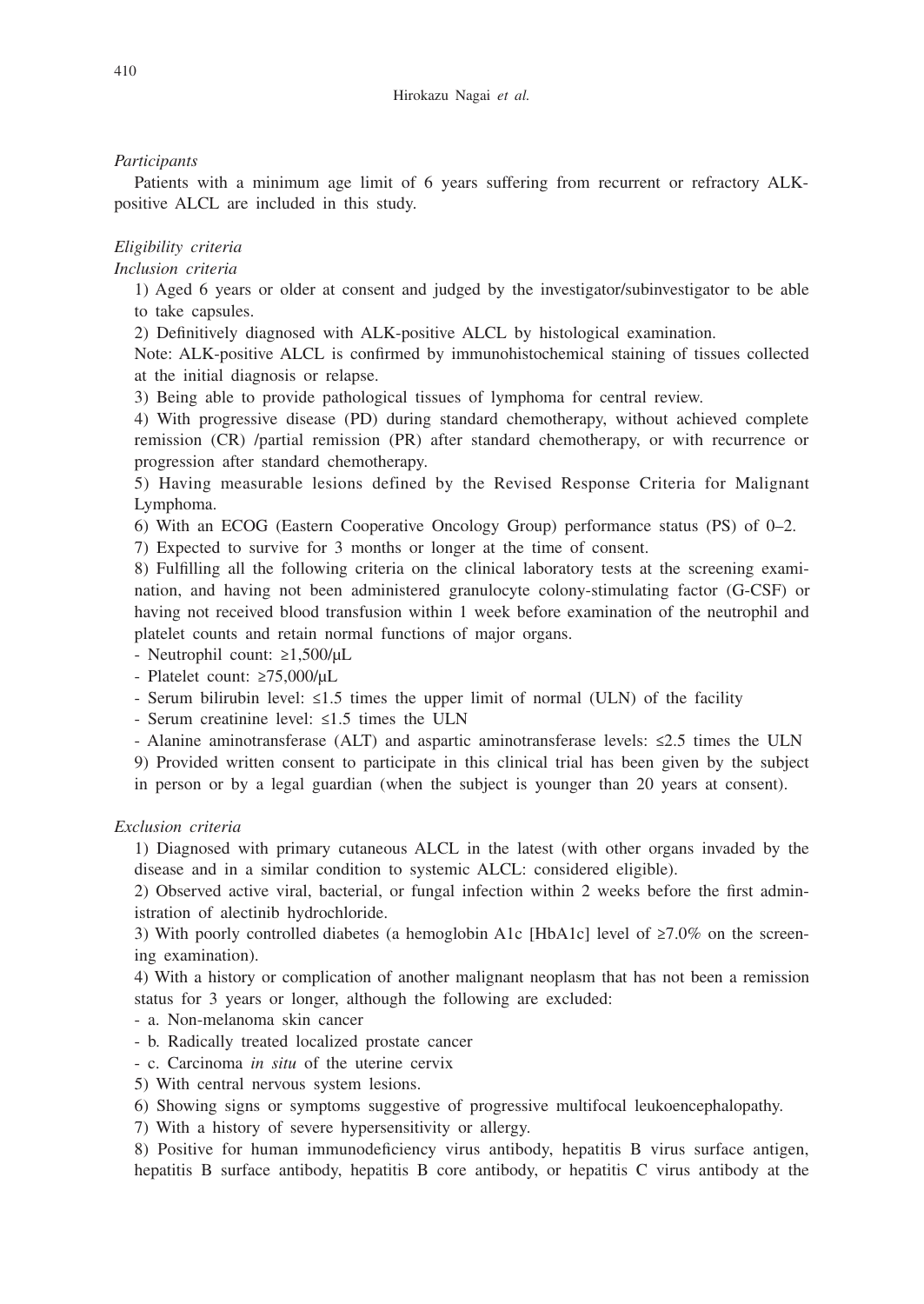*Participants*

Patients with a minimum age limit of 6 years suffering from recurrent or refractory ALK-positive ALCL are included in this study.

*Eligibility criteria*

*Inclusion criteria*

1) Aged 6 years or older at consent and judged by the investigator/subinvestigator to be able to take capsules.

2) Definitively diagnosed with ALK-positive ALCL by histological examination.

Note: ALK-positive ALCL is confirmed by immunohistochemical staining of tissues collected at the initial diagnosis or relapse.

3) Being able to provide pathological tissues of lymphoma for central review.

4) With progressive disease (PD) during standard chemotherapy, without achieved complete remission (CR) /partial remission (PR) after standard chemotherapy, or with recurrence or progression after standard chemotherapy.

5) Having measurable lesions defined by the Revised Response Criteria for Malignant Lymphoma.

6) With an ECOG (Eastern Cooperative Oncology Group) performance status (PS) of 0–2.

7) Expected to survive for 3 months or longer at the time of consent.

8) Fulfilling all the following criteria on the clinical laboratory tests at the screening examination, and having not been administered granulocyte colony-stimulating factor (G-CSF) or having not received blood transfusion within 1 week before examination of the neutrophil and platelet counts and retain normal functions of major organs.

- Neutrophil count: ≥1,500/μL
- Platelet count: ≥75,000/μL
- Serum bilirubin level: ≤1.5 times the upper limit of normal (ULN) of the facility
- Serum creatinine level: ≤1.5 times the ULN
- Alanine aminotransferase (ALT) and aspartic aminotransferase levels: ≤2.5 times the ULN

9) Provided written consent to participate in this clinical trial has been given by the subject in person or by a legal guardian (when the subject is younger than 20 years at consent).

*Exclusion criteria*

1) Diagnosed with primary cutaneous ALCL in the latest (with other organs invaded by the disease and in a similar condition to systemic ALCL: considered eligible).

2) Observed active viral, bacterial, or fungal infection within 2 weeks before the first administration of alectinib hydrochloride.

3) With poorly controlled diabetes (a hemoglobin A1c [HbA1c] level of ≥7.0% on the screening examination).

4) With a history or complication of another malignant neoplasm that has not been a remission status for 3 years or longer, although the following are excluded:

- a. Non-melanoma skin cancer
- b. Radically treated localized prostate cancer
- c. Carcinoma *in situ* of the uterine cervix

5) With central nervous system lesions.

6) Showing signs or symptoms suggestive of progressive multifocal leukoencephalopathy.

7) With a history of severe hypersensitivity or allergy.

8) Positive for human immunodeficiency virus antibody, hepatitis B virus surface antigen, hepatitis B surface antibody, hepatitis B core antibody, or hepatitis C virus antibody at the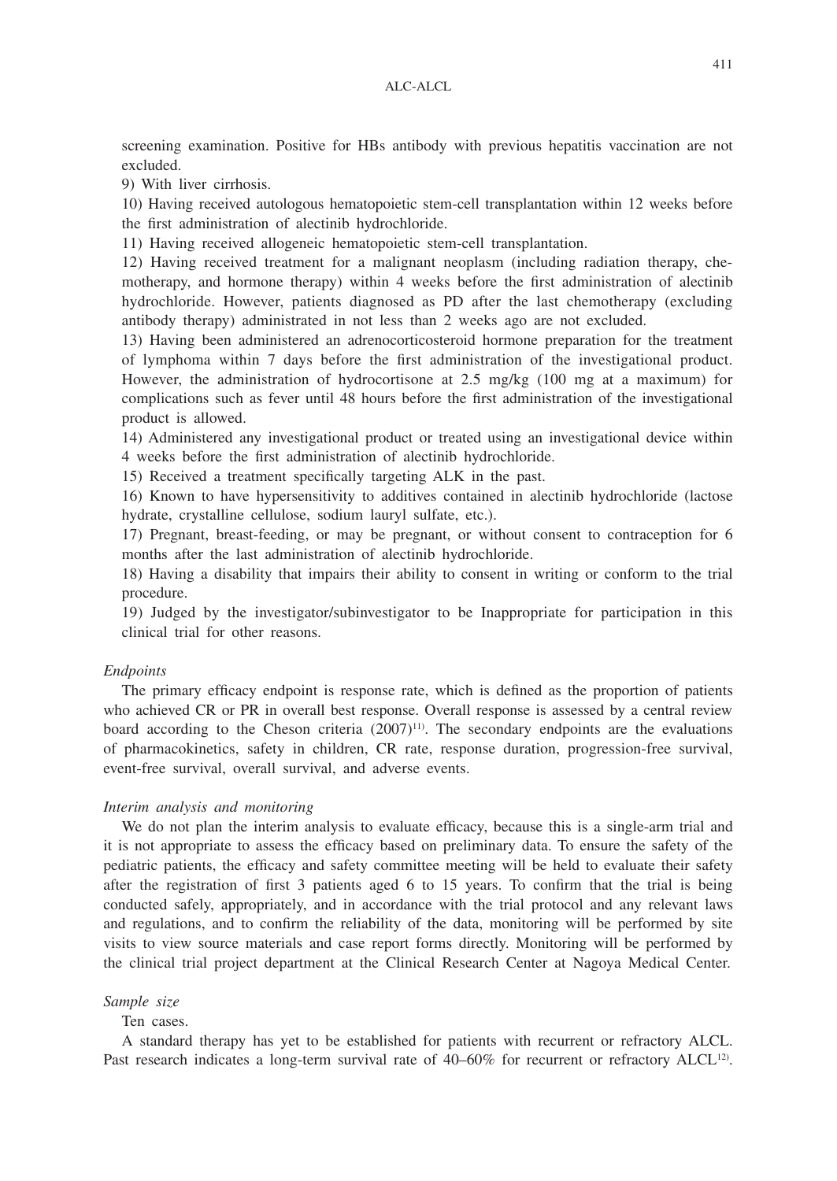screening examination. Positive for HBs antibody with previous hepatitis vaccination are not excluded.

9) With liver cirrhosis.

10) Having received autologous hematopoietic stem-cell transplantation within 12 weeks before the first administration of alectinib hydrochloride.

11) Having received allogeneic hematopoietic stem-cell transplantation.

12) Having received treatment for a malignant neoplasm (including radiation therapy, chemotherapy, and hormone therapy) within 4 weeks before the first administration of alectinib hydrochloride. However, patients diagnosed as PD after the last chemotherapy (excluding antibody therapy) administrated in not less than 2 weeks ago are not excluded.

13) Having been administered an adrenocorticosteroid hormone preparation for the treatment of lymphoma within 7 days before the first administration of the investigational product. However, the administration of hydrocortisone at 2.5 mg/kg (100 mg at a maximum) for complications such as fever until 48 hours before the first administration of the investigational product is allowed.

14) Administered any investigational product or treated using an investigational device within 4 weeks before the first administration of alectinib hydrochloride.

15) Received a treatment specifically targeting ALK in the past.

16) Known to have hypersensitivity to additives contained in alectinib hydrochloride (lactose hydrate, crystalline cellulose, sodium lauryl sulfate, etc.).

17) Pregnant, breast-feeding, or may be pregnant, or without consent to contraception for 6 months after the last administration of alectinib hydrochloride.

18) Having a disability that impairs their ability to consent in writing or conform to the trial procedure.

19) Judged by the investigator/subinvestigator to be Inappropriate for participation in this clinical trial for other reasons.

*Endpoints*

The primary efficacy endpoint is response rate, which is defined as the proportion of patients who achieved CR or PR in overall best response. Overall response is assessed by a central review board according to the Cheson criteria (2007)[11]. The secondary endpoints are the evaluations of pharmacokinetics, safety in children, CR rate, response duration, progression-free survival, event-free survival, overall survival, and adverse events.

*Interim analysis and monitoring*

We do not plan the interim analysis to evaluate efficacy, because this is a single-arm trial and it is not appropriate to assess the efficacy based on preliminary data. To ensure the safety of the pediatric patients, the efficacy and safety committee meeting will be held to evaluate their safety after the registration of first 3 patients aged 6 to 15 years. To confirm that the trial is being conducted safely, appropriately, and in accordance with the trial protocol and any relevant laws and regulations, and to confirm the reliability of the data, monitoring will be performed by site visits to view source materials and case report forms directly. Monitoring will be performed by the clinical trial project department at the Clinical Research Center at Nagoya Medical Center.

*Sample size*

Ten cases.

A standard therapy has yet to be established for patients with recurrent or refractory ALCL. Past research indicates a long-term survival rate of 40–60% for recurrent or refractory ALCL[12].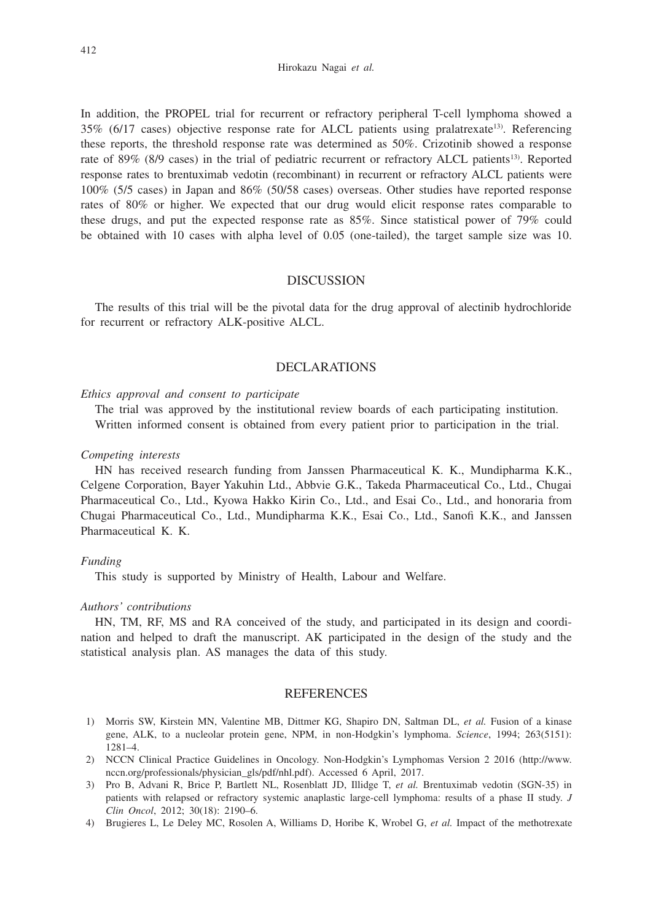In addition, the PROPEL trial for recurrent or refractory peripheral T-cell lymphoma showed a 35% (6/17 cases) objective response rate for ALCL patients using pralatrexate[13]. Referencing these reports, the threshold response rate was determined as 50%. Crizotinib showed a response rate of 89% (8/9 cases) in the trial of pediatric recurrent or refractory ALCL patients[13]. Reported response rates to brentuximab vedotin (recombinant) in recurrent or refractory ALCL patients were 100% (5/5 cases) in Japan and 86% (50/58 cases) overseas. Other studies have reported response rates of 80% or higher. We expected that our drug would elicit response rates comparable to these drugs, and put the expected response rate as 85%. Since statistical power of 79% could be obtained with 10 cases with alpha level of 0.05 (one-tailed), the target sample size was 10.

## DISCUSSION

The results of this trial will be the pivotal data for the drug approval of alectinib hydrochloride for recurrent or refractory ALK-positive ALCL.

## DECLARATIONS

*Ethics approval and consent to participate*

The trial was approved by the institutional review boards of each participating institution. Written informed consent is obtained from every patient prior to participation in the trial.

*Competing interests*

HN has received research funding from Janssen Pharmaceutical K. K., Mundipharma K.K., Celgene Corporation, Bayer Yakuhin Ltd., Abbvie G.K., Takeda Pharmaceutical Co., Ltd., Chugai Pharmaceutical Co., Ltd., Kyowa Hakko Kirin Co., Ltd., and Esai Co., Ltd., and honoraria from Chugai Pharmaceutical Co., Ltd., Mundipharma K.K., Esai Co., Ltd., Sanofi K.K., and Janssen Pharmaceutical K. K.

*Funding*

This study is supported by Ministry of Health, Labour and Welfare.

*Authors' contributions*

HN, TM, RF, MS and RA conceived of the study, and participated in its design and coordination and helped to draft the manuscript. AK participated in the design of the study and the statistical analysis plan. AS manages the data of this study.

## REFERENCES

1) Morris SW, Kirstein MN, Valentine MB, Dittmer KG, Shapiro DN, Saltman DL, *et al.* Fusion of a kinase gene, ALK, to a nucleolar protein gene, NPM, in non-Hodgkin's lymphoma. *Science*, 1994; 263(5151): 1281–4.
2) NCCN Clinical Practice Guidelines in Oncology. Non-Hodgkin's Lymphomas Version 2 2016 (http://www.nccn.org/professionals/physician_gls/pdf/nhl.pdf). Accessed 6 April, 2017.
3) Pro B, Advani R, Brice P, Bartlett NL, Rosenblatt JD, Illidge T, *et al.* Brentuximab vedotin (SGN-35) in patients with relapsed or refractory systemic anaplastic large-cell lymphoma: results of a phase II study. *J Clin Oncol*, 2012; 30(18): 2190–6.
4) Brugieres L, Le Deley MC, Rosolen A, Williams D, Horibe K, Wrobel G, *et al.* Impact of the methotrexate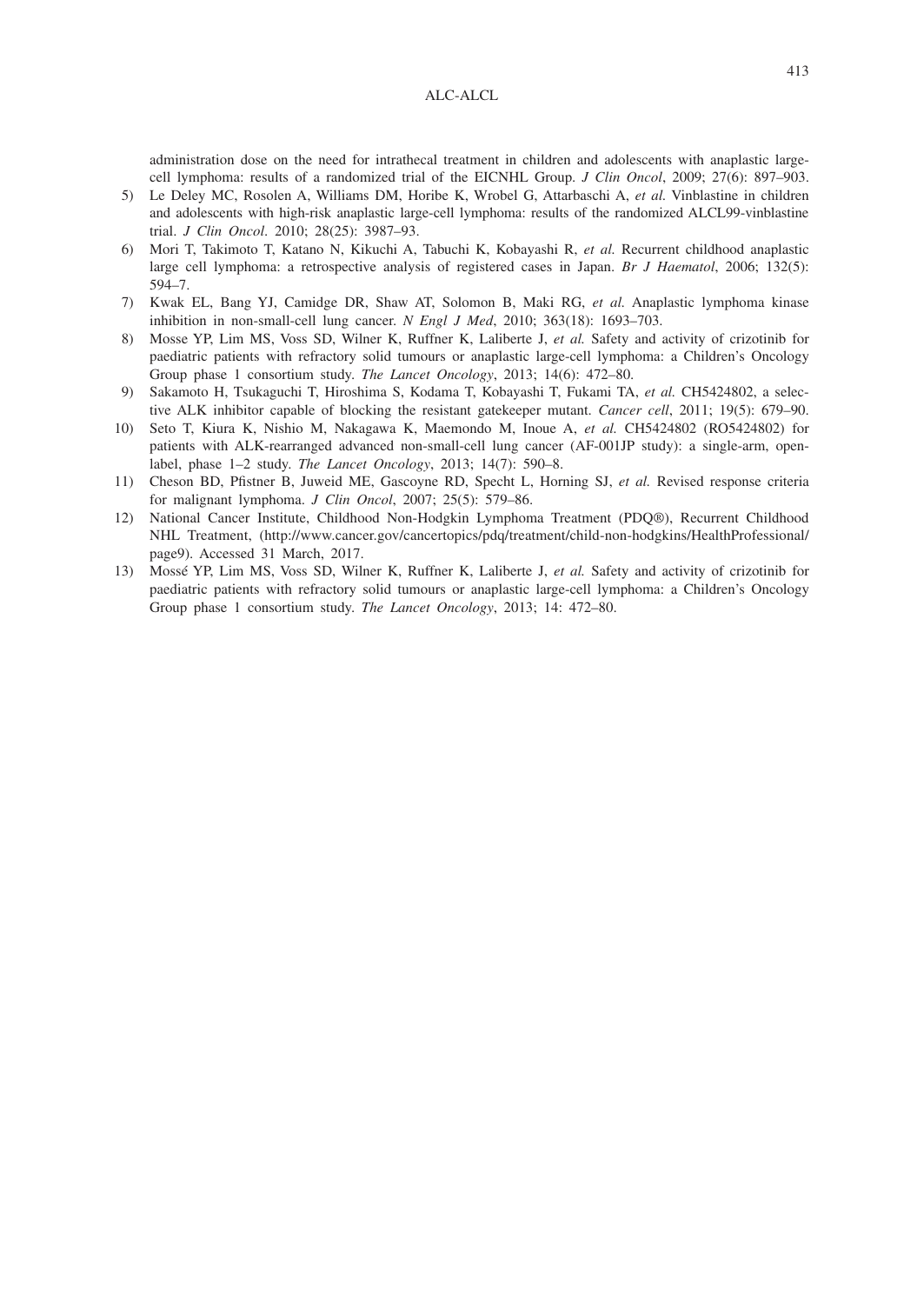administration dose on the need for intrathecal treatment in children and adolescents with anaplastic large-cell lymphoma: results of a randomized trial of the EICNHL Group. *J Clin Oncol*, 2009; 27(6): 897–903.

5) Le Deley MC, Rosolen A, Williams DM, Horibe K, Wrobel G, Attarbaschi A, *et al.* Vinblastine in children and adolescents with high-risk anaplastic large-cell lymphoma: results of the randomized ALCL99-vinblastine trial. *J Clin Oncol*. 2010; 28(25): 3987–93.
6) Mori T, Takimoto T, Katano N, Kikuchi A, Tabuchi K, Kobayashi R, *et al.* Recurrent childhood anaplastic large cell lymphoma: a retrospective analysis of registered cases in Japan. *Br J Haematol*, 2006; 132(5): 594–7.
7) Kwak EL, Bang YJ, Camidge DR, Shaw AT, Solomon B, Maki RG, *et al.* Anaplastic lymphoma kinase inhibition in non-small-cell lung cancer. *N Engl J Med*, 2010; 363(18): 1693–703.
8) Mosse YP, Lim MS, Voss SD, Wilner K, Ruffner K, Laliberte J, *et al.* Safety and activity of crizotinib for paediatric patients with refractory solid tumours or anaplastic large-cell lymphoma: a Children's Oncology Group phase 1 consortium study. *The Lancet Oncology*, 2013; 14(6): 472–80.
9) Sakamoto H, Tsukaguchi T, Hiroshima S, Kodama T, Kobayashi T, Fukami TA, *et al.* CH5424802, a selective ALK inhibitor capable of blocking the resistant gatekeeper mutant. *Cancer cell*, 2011; 19(5): 679–90.
10) Seto T, Kiura K, Nishio M, Nakagawa K, Maemondo M, Inoue A, *et al.* CH5424802 (RO5424802) for patients with ALK-rearranged advanced non-small-cell lung cancer (AF-001JP study): a single-arm, open-label, phase 1–2 study. *The Lancet Oncology*, 2013; 14(7): 590–8.
11) Cheson BD, Pfistner B, Juweid ME, Gascoyne RD, Specht L, Horning SJ, *et al.* Revised response criteria for malignant lymphoma. *J Clin Oncol*, 2007; 25(5): 579–86.
12) National Cancer Institute, Childhood Non-Hodgkin Lymphoma Treatment (PDQ®), Recurrent Childhood NHL Treatment, (http://www.cancer.gov/cancertopics/pdq/treatment/child-non-hodgkins/HealthProfessional/page9). Accessed 31 March, 2017.
13) Mossé YP, Lim MS, Voss SD, Wilner K, Ruffner K, Laliberte J, *et al.* Safety and activity of crizotinib for paediatric patients with refractory solid tumours or anaplastic large-cell lymphoma: a Children's Oncology Group phase 1 consortium study. *The Lancet Oncology*, 2013; 14: 472–80.